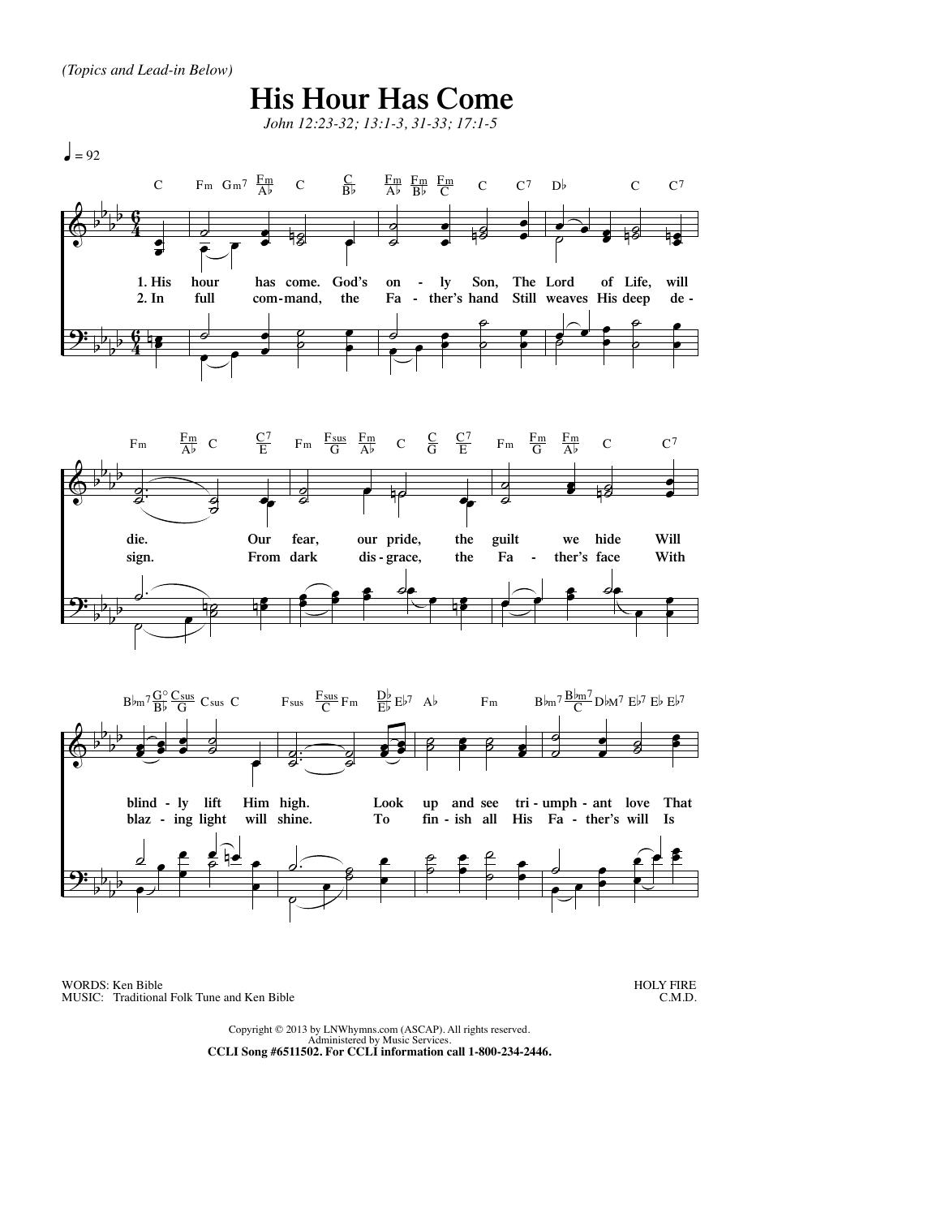*(Topics and Lead-in Below)*

# His Hour Has Come

*John 12:23-32; 13:1-3, 31-33; 17:1-5*

♩ = 92

1. His hour has come. God's only Son, The Lord of Life, will die. Our fear, our pride, the guilt we hide Will blindly lift Him high. Look up and see triumphant love That

2. In full command, the Father's hand Still weaves His deep design. From dark disgrace, the Father's face With blazing light will shine. To finish all His Father's will Is

WORDS: Ken Bible
MUSIC: Traditional Folk Tune and Ken Bible

HOLY FIRE
C.M.D.

Copyright © 2013 by LNWhymns.com (ASCAP). All rights reserved.
Administered by Music Services.
**CCLI Song #6511502. For CCLI information call 1-800-234-2446.**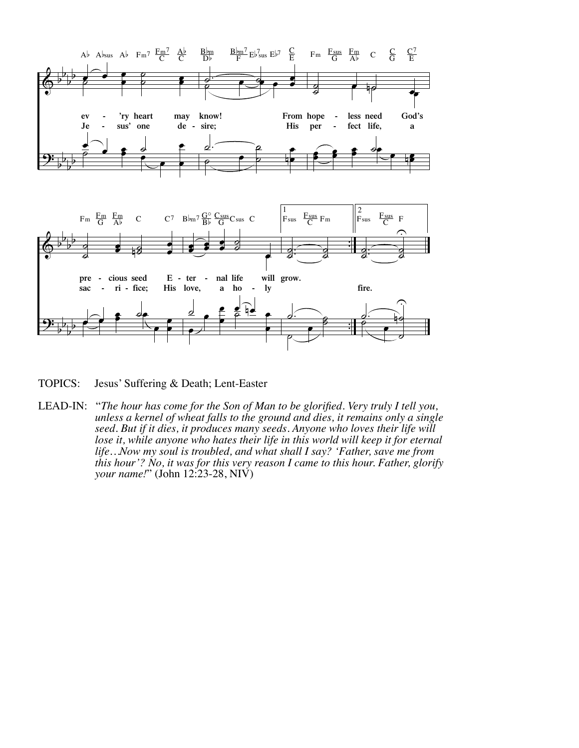ev - 'ry heart may know! From hope - less need God's pre - cious seed E - ter - nal life will grow.

Je - sus' one de - sire; His per - fect life, a sac - ri - fice; His love, a ho - ly fire.

TOPICS: Jesus' Suffering & Death; Lent-Easter

LEAD-IN: "*The hour has come for the Son of Man to be glorified. Very truly I tell you, unless a kernel of wheat falls to the ground and dies, it remains only a single seed. But if it dies, it produces many seeds. Anyone who loves their life will lose it, while anyone who hates their life in this world will keep it for eternal life…Now my soul is troubled, and what shall I say? 'Father, save me from this hour'? No, it was for this very reason I came to this hour. Father, glorify your name!*" (John 12:23-28, NIV)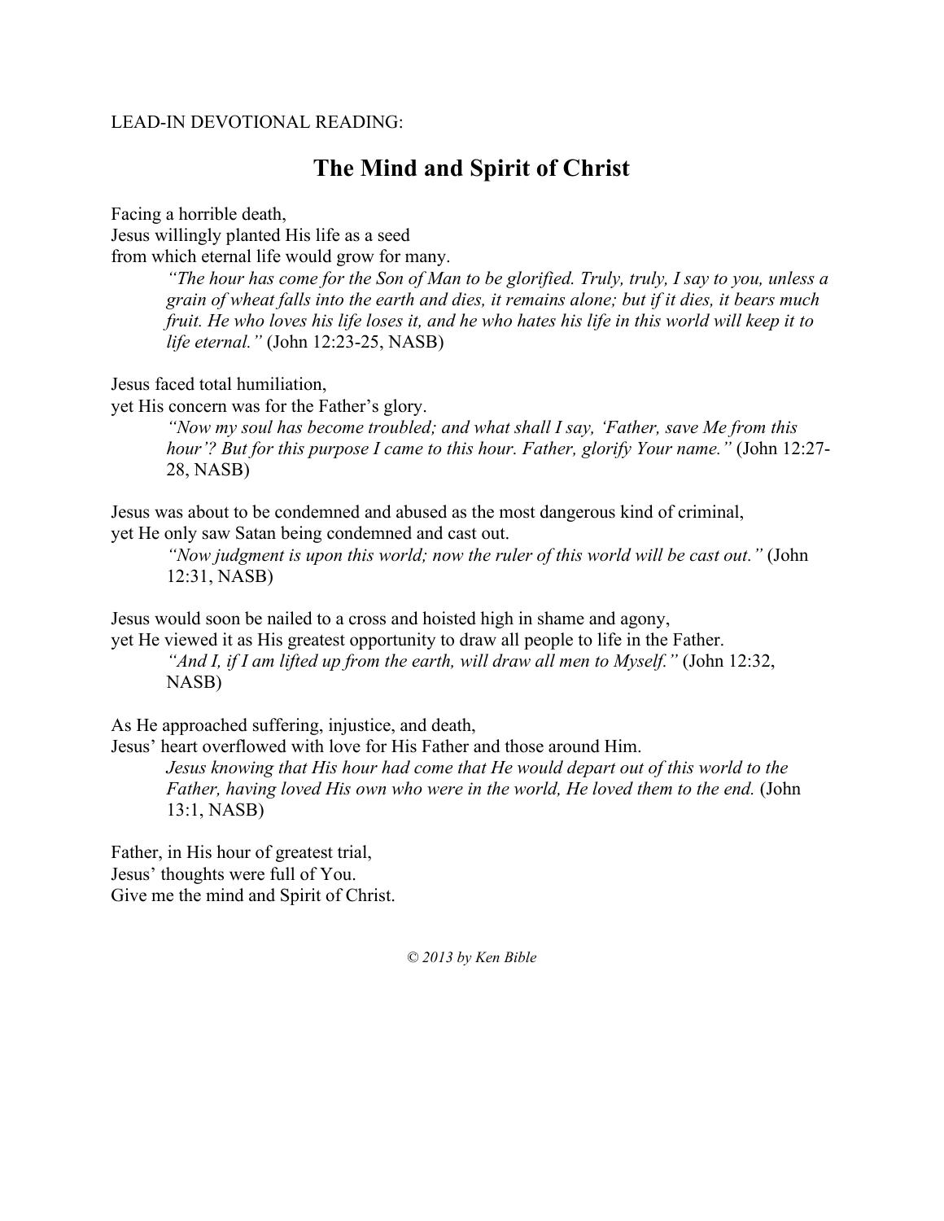LEAD-IN DEVOTIONAL READING:

# The Mind and Spirit of Christ

Facing a horrible death,
Jesus willingly planted His life as a seed
from which eternal life would grow for many.

> *"The hour has come for the Son of Man to be glorified. Truly, truly, I say to you, unless a grain of wheat falls into the earth and dies, it remains alone; but if it dies, it bears much fruit. He who loves his life loses it, and he who hates his life in this world will keep it to life eternal."* (John 12:23-25, NASB)

Jesus faced total humiliation,
yet His concern was for the Father's glory.

> *"Now my soul has become troubled; and what shall I say, 'Father, save Me from this hour'? But for this purpose I came to this hour. Father, glorify Your name."* (John 12:27-28, NASB)

Jesus was about to be condemned and abused as the most dangerous kind of criminal,
yet He only saw Satan being condemned and cast out.

> *"Now judgment is upon this world; now the ruler of this world will be cast out."* (John 12:31, NASB)

Jesus would soon be nailed to a cross and hoisted high in shame and agony,
yet He viewed it as His greatest opportunity to draw all people to life in the Father.

> *"And I, if I am lifted up from the earth, will draw all men to Myself."* (John 12:32, NASB)

As He approached suffering, injustice, and death,
Jesus' heart overflowed with love for His Father and those around Him.

> *Jesus knowing that His hour had come that He would depart out of this world to the Father, having loved His own who were in the world, He loved them to the end.* (John 13:1, NASB)

Father, in His hour of greatest trial,
Jesus' thoughts were full of You.
Give me the mind and Spirit of Christ.

*© 2013 by Ken Bible*